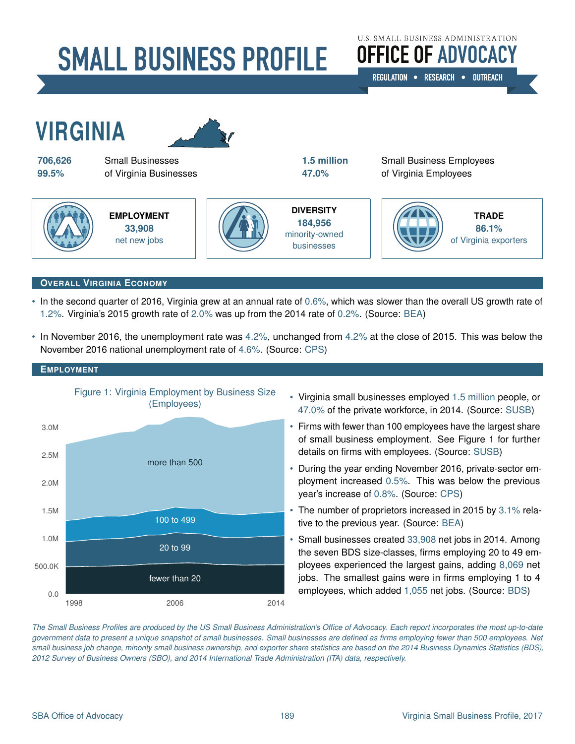# SMALL BUSINESS PROFILE

U.S. SMALL BUSINESS ADMINISTRATION
**OFFICE OF ADVOCACY**
REGULATION • RESEARCH • OUTREACH

# VIRGINIA

**706,626** Small Businesses
**99.5%** of Virginia Businesses

**1.5 million** Small Business Employees
**47.0%** of Virginia Employees

**EMPLOYMENT**
**33,908**
net new jobs

**DIVERSITY**
**184,956**
minority-owned businesses

**TRADE**
**86.1%**
of Virginia exporters

## Overall Virginia Economy

- In the second quarter of 2016, Virginia grew at an annual rate of 0.6%, which was slower than the overall US growth rate of 1.2%. Virginia's 2015 growth rate of 2.0% was up from the 2014 rate of 0.2%. (Source: BEA)
- In November 2016, the unemployment rate was 4.2%, unchanged from 4.2% at the close of 2015. This was below the November 2016 national unemployment rate of 4.6%. (Source: CPS)

## Employment

Figure 1: Virginia Employment by Business Size (Employees)

- Virginia small businesses employed 1.5 million people, or 47.0% of the private workforce, in 2014. (Source: SUSB)
- Firms with fewer than 100 employees have the largest share of small business employment. See Figure 1 for further details on firms with employees. (Source: SUSB)
- During the year ending November 2016, private-sector employment increased 0.5%. This was below the previous year's increase of 0.8%. (Source: CPS)
- The number of proprietors increased in 2015 by 3.1% relative to the previous year. (Source: BEA)
- Small businesses created 33,908 net jobs in 2014. Among the seven BDS size-classes, firms employing 20 to 49 employees experienced the largest gains, adding 8,069 net jobs. The smallest gains were in firms employing 1 to 4 employees, which added 1,055 net jobs. (Source: BDS)

*The Small Business Profiles are produced by the US Small Business Administration's Office of Advocacy. Each report incorporates the most up-to-date government data to present a unique snapshot of small businesses. Small businesses are defined as firms employing fewer than 500 employees. Net small business job change, minority small business ownership, and exporter share statistics are based on the 2014 Business Dynamics Statistics (BDS), 2012 Survey of Business Owners (SBO), and 2014 International Trade Administration (ITA) data, respectively.*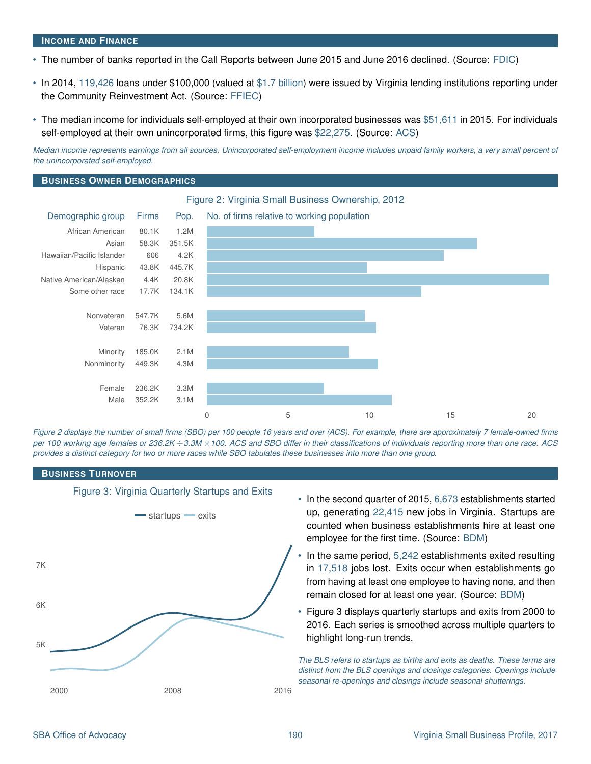## Income and Finance

- The number of banks reported in the Call Reports between June 2015 and June 2016 declined. (Source: FDIC)
- In 2014, 119,426 loans under $100,000 (valued at $1.7 billion) were issued by Virginia lending institutions reporting under the Community Reinvestment Act. (Source: FFIEC)
- The median income for individuals self-employed at their own incorporated businesses was $51,611 in 2015. For individuals self-employed at their own unincorporated firms, this figure was $22,275. (Source: ACS)

*Median income represents earnings from all sources. Unincorporated self-employment income includes unpaid family workers, a very small percent of the unincorporated self-employed.*

## Business Owner Demographics

Figure 2: Virginia Small Business Ownership, 2012

| Demographic group | Firms | Pop. |
|---|---|---|
| African American | 80.1K | 1.2M |
| Asian | 58.3K | 351.5K |
| Hawaiian/Pacific Islander | 606 | 4.2K |
| Hispanic | 43.8K | 445.7K |
| Native American/Alaskan | 4.4K | 20.8K |
| Some other race | 17.7K | 134.1K |
| Nonveteran | 547.7K | 5.6M |
| Veteran | 76.3K | 734.2K |
| Minority | 185.0K | 2.1M |
| Nonminority | 449.3K | 4.3M |
| Female | 236.2K | 3.3M |
| Male | 352.2K | 3.1M |

*Figure 2 displays the number of small firms (SBO) per 100 people 16 years and over (ACS). For example, there are approximately 7 female-owned firms per 100 working age females or 236.2K ÷ 3.3M × 100. ACS and SBO differ in their classifications of individuals reporting more than one race. ACS provides a distinct category for two or more races while SBO tabulates these businesses into more than one group.*

## Business Turnover

Figure 3: Virginia Quarterly Startups and Exits

- In the second quarter of 2015, 6,673 establishments started up, generating 22,415 new jobs in Virginia. Startups are counted when business establishments hire at least one employee for the first time. (Source: BDM)
- In the same period, 5,242 establishments exited resulting in 17,518 jobs lost. Exits occur when establishments go from having at least one employee to having none, and then remain closed for at least one year. (Source: BDM)
- Figure 3 displays quarterly startups and exits from 2000 to 2016. Each series is smoothed across multiple quarters to highlight long-run trends.

*The BLS refers to startups as births and exits as deaths. These terms are distinct from the BLS openings and closings categories. Openings include seasonal re-openings and closings include seasonal shutterings.*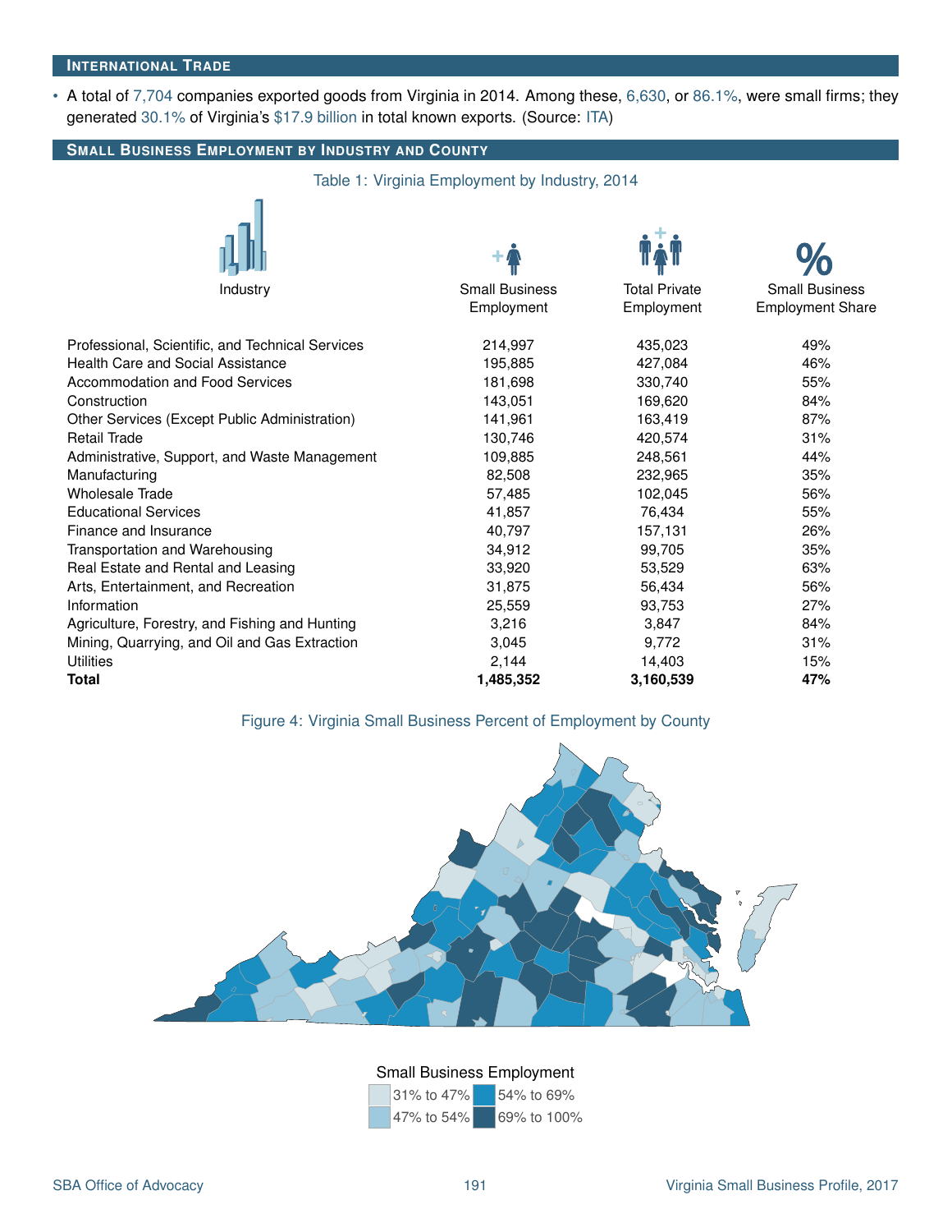## International Trade

- A total of 7,704 companies exported goods from Virginia in 2014. Among these, 6,630, or 86.1%, were small firms; they generated 30.1% of Virginia's $17.9 billion in total known exports. (Source: ITA)

## Small Business Employment by Industry and County

Table 1: Virginia Employment by Industry, 2014

| Industry | Small Business Employment | Total Private Employment | Small Business Employment Share |
|---|---|---|---|
| Professional, Scientific, and Technical Services | 214,997 | 435,023 | 49% |
| Health Care and Social Assistance | 195,885 | 427,084 | 46% |
| Accommodation and Food Services | 181,698 | 330,740 | 55% |
| Construction | 143,051 | 169,620 | 84% |
| Other Services (Except Public Administration) | 141,961 | 163,419 | 87% |
| Retail Trade | 130,746 | 420,574 | 31% |
| Administrative, Support, and Waste Management | 109,885 | 248,561 | 44% |
| Manufacturing | 82,508 | 232,965 | 35% |
| Wholesale Trade | 57,485 | 102,045 | 56% |
| Educational Services | 41,857 | 76,434 | 55% |
| Finance and Insurance | 40,797 | 157,131 | 26% |
| Transportation and Warehousing | 34,912 | 99,705 | 35% |
| Real Estate and Rental and Leasing | 33,920 | 53,529 | 63% |
| Arts, Entertainment, and Recreation | 31,875 | 56,434 | 56% |
| Information | 25,559 | 93,753 | 27% |
| Agriculture, Forestry, and Fishing and Hunting | 3,216 | 3,847 | 84% |
| Mining, Quarrying, and Oil and Gas Extraction | 3,045 | 9,772 | 31% |
| Utilities | 2,144 | 14,403 | 15% |
| **Total** | **1,485,352** | **3,160,539** | **47%** |

Figure 4: Virginia Small Business Percent of Employment by County

Small Business Employment: 31% to 47%; 47% to 54%; 54% to 69%; 69% to 100%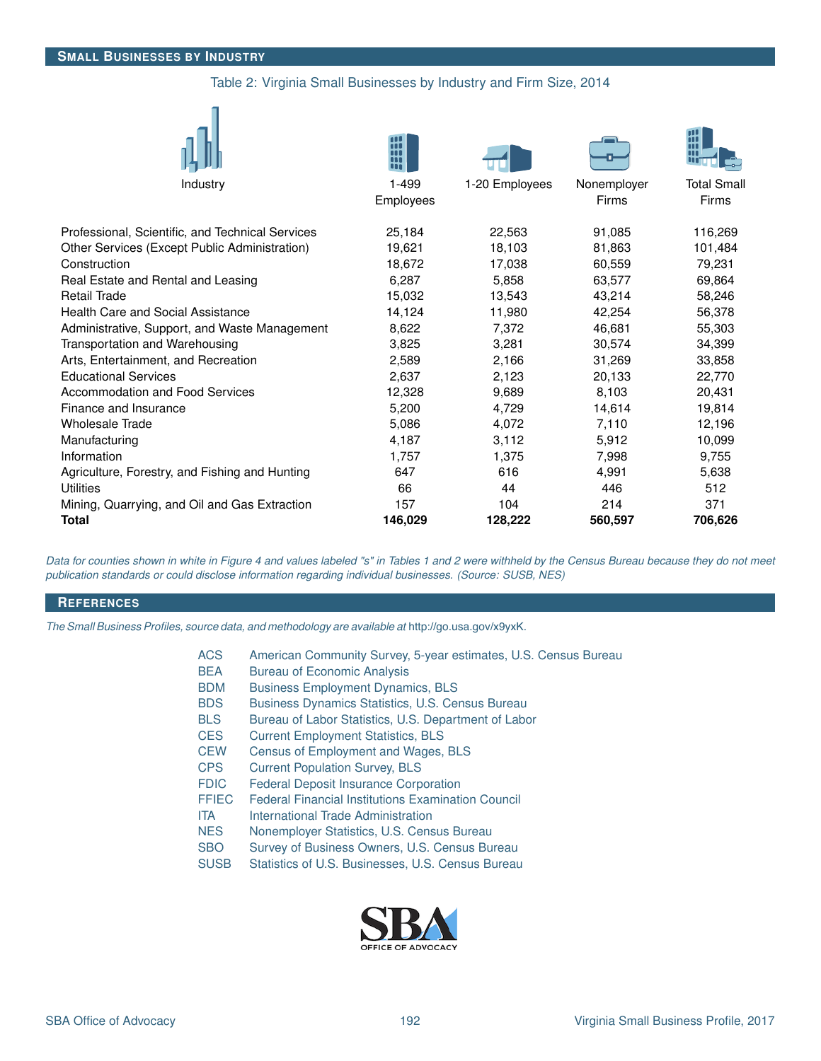## Small Businesses by Industry

Table 2: Virginia Small Businesses by Industry and Firm Size, 2014

| Industry | 1-499 Employees | 1-20 Employees | Nonemployer Firms | Total Small Firms |
|---|---|---|---|---|
| Professional, Scientific, and Technical Services | 25,184 | 22,563 | 91,085 | 116,269 |
| Other Services (Except Public Administration) | 19,621 | 18,103 | 81,863 | 101,484 |
| Construction | 18,672 | 17,038 | 60,559 | 79,231 |
| Real Estate and Rental and Leasing | 6,287 | 5,858 | 63,577 | 69,864 |
| Retail Trade | 15,032 | 13,543 | 43,214 | 58,246 |
| Health Care and Social Assistance | 14,124 | 11,980 | 42,254 | 56,378 |
| Administrative, Support, and Waste Management | 8,622 | 7,372 | 46,681 | 55,303 |
| Transportation and Warehousing | 3,825 | 3,281 | 30,574 | 34,399 |
| Arts, Entertainment, and Recreation | 2,589 | 2,166 | 31,269 | 33,858 |
| Educational Services | 2,637 | 2,123 | 20,133 | 22,770 |
| Accommodation and Food Services | 12,328 | 9,689 | 8,103 | 20,431 |
| Finance and Insurance | 5,200 | 4,729 | 14,614 | 19,814 |
| Wholesale Trade | 5,086 | 4,072 | 7,110 | 12,196 |
| Manufacturing | 4,187 | 3,112 | 5,912 | 10,099 |
| Information | 1,757 | 1,375 | 7,998 | 9,755 |
| Agriculture, Forestry, and Fishing and Hunting | 647 | 616 | 4,991 | 5,638 |
| Utilities | 66 | 44 | 446 | 512 |
| Mining, Quarrying, and Oil and Gas Extraction | 157 | 104 | 214 | 371 |
| **Total** | **146,029** | **128,222** | **560,597** | **706,626** |

*Data for counties shown in white in Figure 4 and values labeled "s" in Tables 1 and 2 were withheld by the Census Bureau because they do not meet publication standards or could disclose information regarding individual businesses. (Source: SUSB, NES)*

## References

*The Small Business Profiles, source data, and methodology are available at* http://go.usa.gov/x9yxK.

| | |
|---|---|
| ACS | American Community Survey, 5-year estimates, U.S. Census Bureau |
| BEA | Bureau of Economic Analysis |
| BDM | Business Employment Dynamics, BLS |
| BDS | Business Dynamics Statistics, U.S. Census Bureau |
| BLS | Bureau of Labor Statistics, U.S. Department of Labor |
| CES | Current Employment Statistics, BLS |
| CEW | Census of Employment and Wages, BLS |
| CPS | Current Population Survey, BLS |
| FDIC | Federal Deposit Insurance Corporation |
| FFIEC | Federal Financial Institutions Examination Council |
| ITA | International Trade Administration |
| NES | Nonemployer Statistics, U.S. Census Bureau |
| SBO | Survey of Business Owners, U.S. Census Bureau |
| SUSB | Statistics of U.S. Businesses, U.S. Census Bureau |

SBA OFFICE OF ADVOCACY